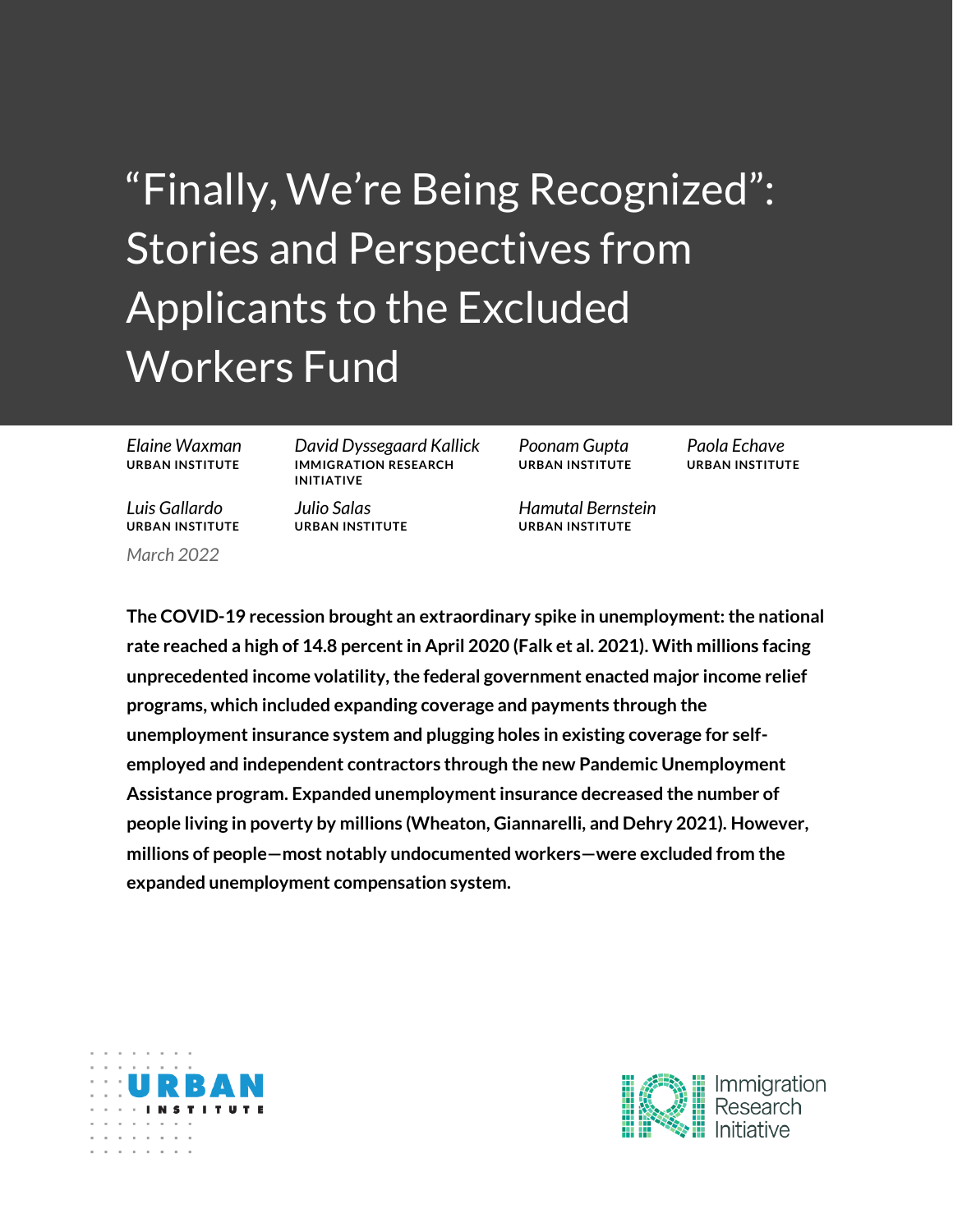# "Finally, We're Being Recognized": Stories and Perspectives from Applicants to the Excluded Workers Fund

*Elaine Waxman*
**URBAN INSTITUTE**

*David Dyssegaard Kallick*
**IMMIGRATION RESEARCH INITIATIVE**

*Poonam Gupta*
**URBAN INSTITUTE**

*Paola Echave*
**URBAN INSTITUTE**

*Luis Gallardo*
**URBAN INSTITUTE**

*Julio Salas*
**URBAN INSTITUTE**

*Hamutal Bernstein*
**URBAN INSTITUTE**

*March 2022*

**The COVID-19 recession brought an extraordinary spike in unemployment: the national rate reached a high of 14.8 percent in April 2020 (Falk et al. 2021). With millions facing unprecedented income volatility, the federal government enacted major income relief programs, which included expanding coverage and payments through the unemployment insurance system and plugging holes in existing coverage for self-employed and independent contractors through the new Pandemic Unemployment Assistance program. Expanded unemployment insurance decreased the number of people living in poverty by millions (Wheaton, Giannarelli, and Dehry 2021). However, millions of people—most notably undocumented workers—were excluded from the expanded unemployment compensation system.**

URBAN INSTITUTE

Immigration Research Initiative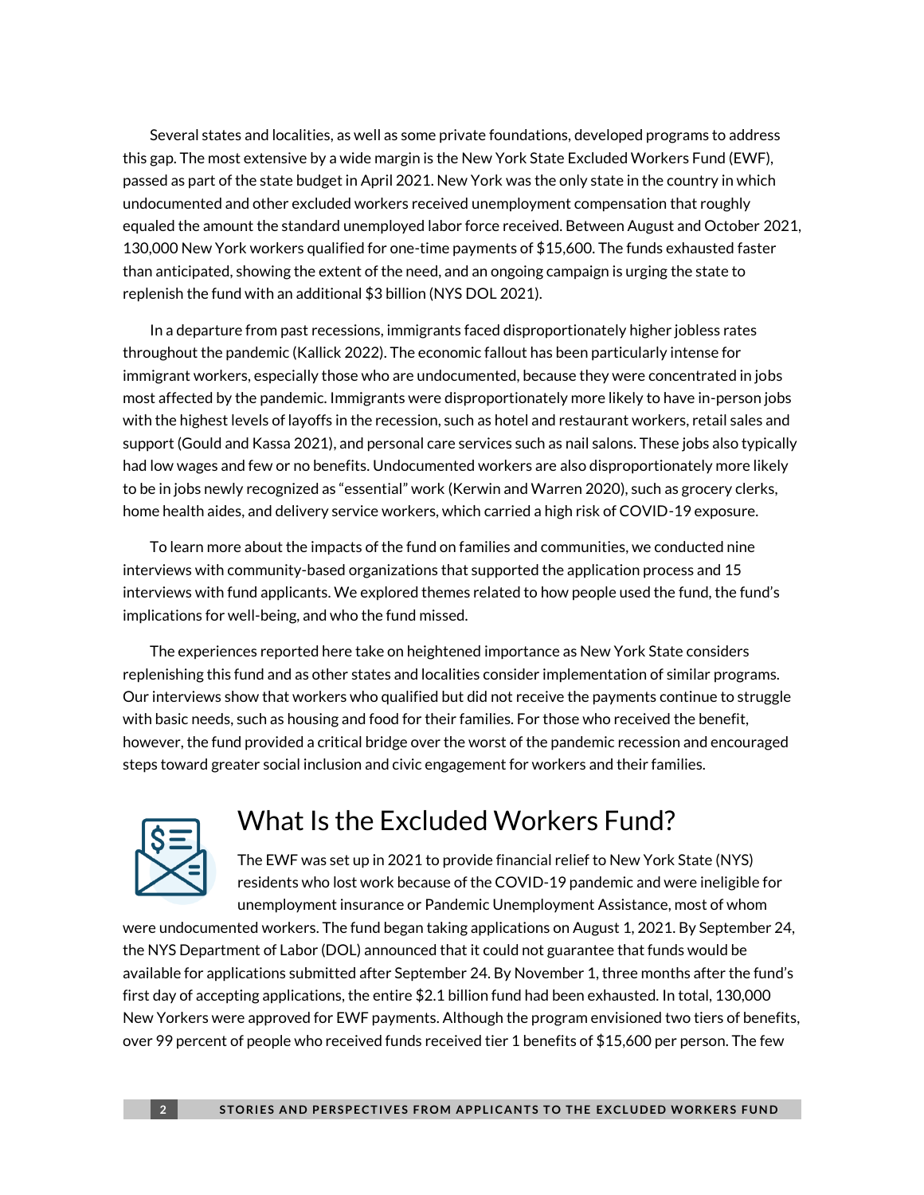Several states and localities, as well as some private foundations, developed programs to address this gap. The most extensive by a wide margin is the New York State Excluded Workers Fund (EWF), passed as part of the state budget in April 2021. New York was the only state in the country in which undocumented and other excluded workers received unemployment compensation that roughly equaled the amount the standard unemployed labor force received. Between August and October 2021, 130,000 New York workers qualified for one-time payments of $15,600. The funds exhausted faster than anticipated, showing the extent of the need, and an ongoing campaign is urging the state to replenish the fund with an additional $3 billion (NYS DOL 2021).

In a departure from past recessions, immigrants faced disproportionately higher jobless rates throughout the pandemic (Kallick 2022). The economic fallout has been particularly intense for immigrant workers, especially those who are undocumented, because they were concentrated in jobs most affected by the pandemic. Immigrants were disproportionately more likely to have in-person jobs with the highest levels of layoffs in the recession, such as hotel and restaurant workers, retail sales and support (Gould and Kassa 2021), and personal care services such as nail salons. These jobs also typically had low wages and few or no benefits. Undocumented workers are also disproportionately more likely to be in jobs newly recognized as "essential" work (Kerwin and Warren 2020), such as grocery clerks, home health aides, and delivery service workers, which carried a high risk of COVID-19 exposure.

To learn more about the impacts of the fund on families and communities, we conducted nine interviews with community-based organizations that supported the application process and 15 interviews with fund applicants. We explored themes related to how people used the fund, the fund's implications for well-being, and who the fund missed.

The experiences reported here take on heightened importance as New York State considers replenishing this fund and as other states and localities consider implementation of similar programs. Our interviews show that workers who qualified but did not receive the payments continue to struggle with basic needs, such as housing and food for their families. For those who received the benefit, however, the fund provided a critical bridge over the worst of the pandemic recession and encouraged steps toward greater social inclusion and civic engagement for workers and their families.

## What Is the Excluded Workers Fund?

The EWF was set up in 2021 to provide financial relief to New York State (NYS) residents who lost work because of the COVID-19 pandemic and were ineligible for unemployment insurance or Pandemic Unemployment Assistance, most of whom were undocumented workers. The fund began taking applications on August 1, 2021. By September 24, the NYS Department of Labor (DOL) announced that it could not guarantee that funds would be available for applications submitted after September 24. By November 1, three months after the fund's first day of accepting applications, the entire $2.1 billion fund had been exhausted. In total, 130,000 New Yorkers were approved for EWF payments. Although the program envisioned two tiers of benefits, over 99 percent of people who received funds received tier 1 benefits of $15,600 per person. The few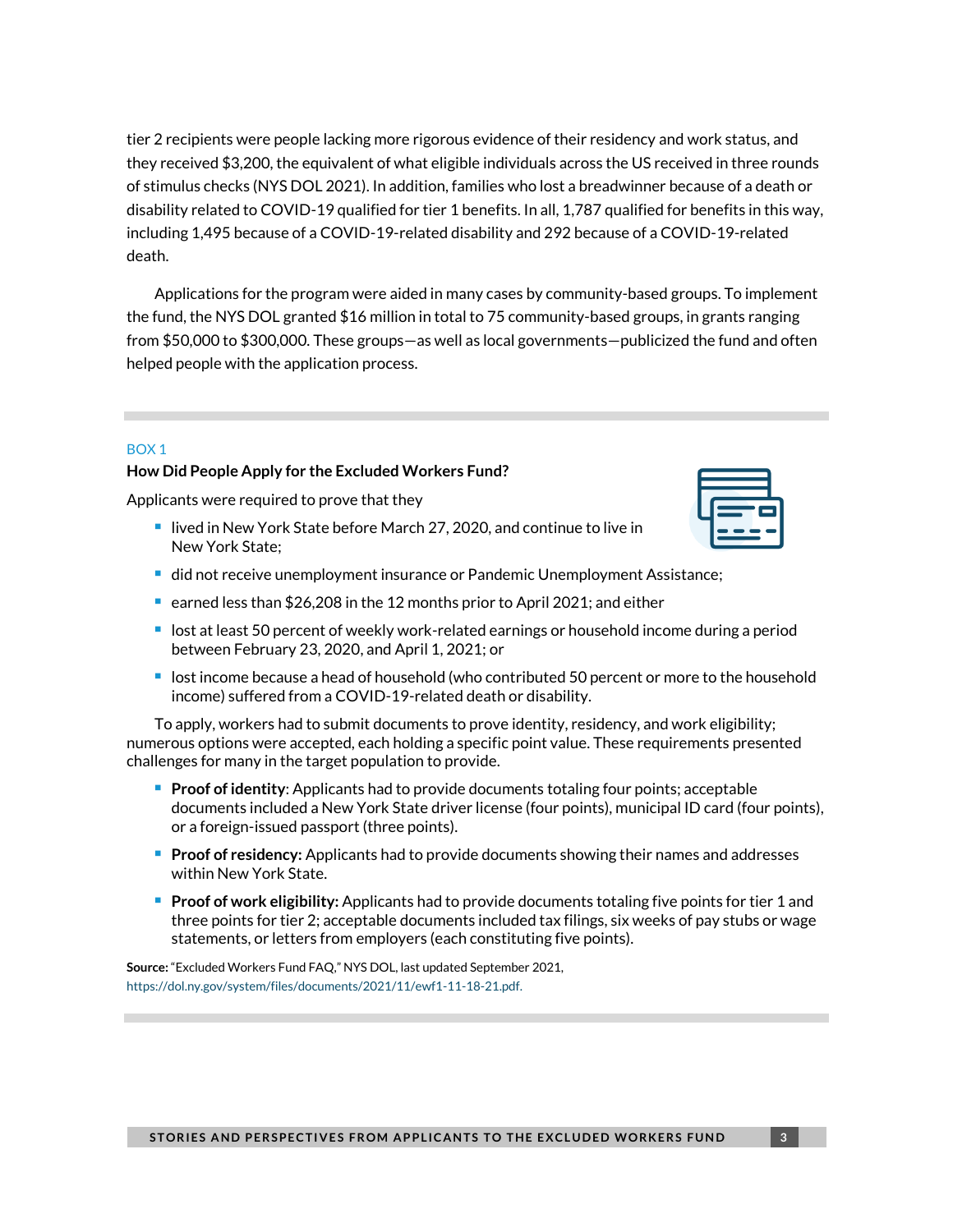tier 2 recipients were people lacking more rigorous evidence of their residency and work status, and they received $3,200, the equivalent of what eligible individuals across the US received in three rounds of stimulus checks (NYS DOL 2021). In addition, families who lost a breadwinner because of a death or disability related to COVID-19 qualified for tier 1 benefits. In all, 1,787 qualified for benefits in this way, including 1,495 because of a COVID-19-related disability and 292 because of a COVID-19-related death.

Applications for the program were aided in many cases by community-based groups. To implement the fund, the NYS DOL granted $16 million in total to 75 community-based groups, in grants ranging from $50,000 to $300,000. These groups—as well as local governments—publicized the fund and often helped people with the application process.

---

BOX 1

**How Did People Apply for the Excluded Workers Fund?**

Applicants were required to prove that they

- lived in New York State before March 27, 2020, and continue to live in New York State;
- did not receive unemployment insurance or Pandemic Unemployment Assistance;
- earned less than $26,208 in the 12 months prior to April 2021; and either
- lost at least 50 percent of weekly work-related earnings or household income during a period between February 23, 2020, and April 1, 2021; or
- lost income because a head of household (who contributed 50 percent or more to the household income) suffered from a COVID-19-related death or disability.

To apply, workers had to submit documents to prove identity, residency, and work eligibility; numerous options were accepted, each holding a specific point value. These requirements presented challenges for many in the target population to provide.

- **Proof of identity**: Applicants had to provide documents totaling four points; acceptable documents included a New York State driver license (four points), municipal ID card (four points), or a foreign-issued passport (three points).
- **Proof of residency:** Applicants had to provide documents showing their names and addresses within New York State.
- **Proof of work eligibility:** Applicants had to provide documents totaling five points for tier 1 and three points for tier 2; acceptable documents included tax filings, six weeks of pay stubs or wage statements, or letters from employers (each constituting five points).

**Source:** "Excluded Workers Fund FAQ," NYS DOL, last updated September 2021, https://dol.ny.gov/system/files/documents/2021/11/ewf1-11-18-21.pdf.

---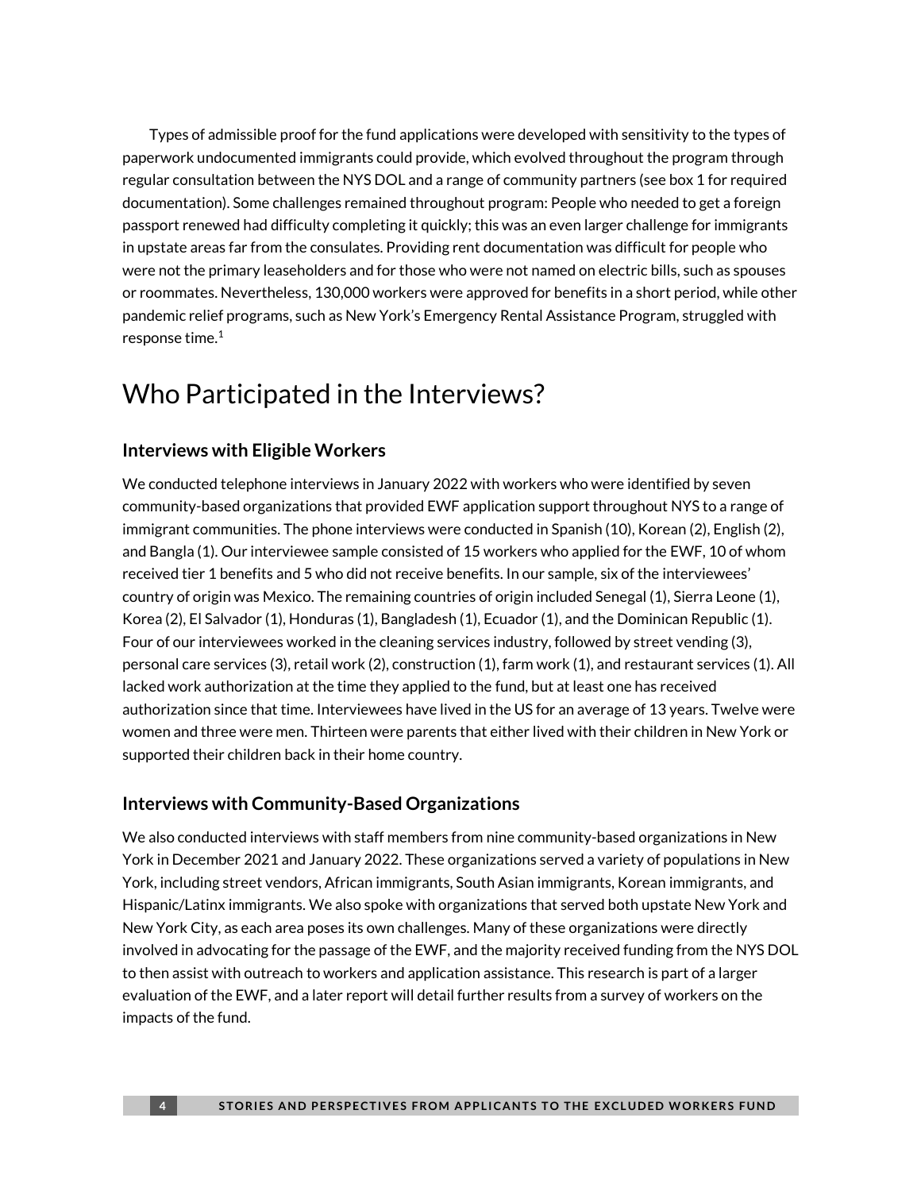Types of admissible proof for the fund applications were developed with sensitivity to the types of paperwork undocumented immigrants could provide, which evolved throughout the program through regular consultation between the NYS DOL and a range of community partners (see box 1 for required documentation). Some challenges remained throughout program: People who needed to get a foreign passport renewed had difficulty completing it quickly; this was an even larger challenge for immigrants in upstate areas far from the consulates. Providing rent documentation was difficult for people who were not the primary leaseholders and for those who were not named on electric bills, such as spouses or roommates. Nevertheless, 130,000 workers were approved for benefits in a short period, while other pandemic relief programs, such as New York's Emergency Rental Assistance Program, struggled with response time.[1]

# Who Participated in the Interviews?

## Interviews with Eligible Workers

We conducted telephone interviews in January 2022 with workers who were identified by seven community-based organizations that provided EWF application support throughout NYS to a range of immigrant communities. The phone interviews were conducted in Spanish (10), Korean (2), English (2), and Bangla (1). Our interviewee sample consisted of 15 workers who applied for the EWF, 10 of whom received tier 1 benefits and 5 who did not receive benefits. In our sample, six of the interviewees' country of origin was Mexico. The remaining countries of origin included Senegal (1), Sierra Leone (1), Korea (2), El Salvador (1), Honduras (1), Bangladesh (1), Ecuador (1), and the Dominican Republic (1). Four of our interviewees worked in the cleaning services industry, followed by street vending (3), personal care services (3), retail work (2), construction (1), farm work (1), and restaurant services (1). All lacked work authorization at the time they applied to the fund, but at least one has received authorization since that time. Interviewees have lived in the US for an average of 13 years. Twelve were women and three were men. Thirteen were parents that either lived with their children in New York or supported their children back in their home country.

## Interviews with Community-Based Organizations

We also conducted interviews with staff members from nine community-based organizations in New York in December 2021 and January 2022. These organizations served a variety of populations in New York, including street vendors, African immigrants, South Asian immigrants, Korean immigrants, and Hispanic/Latinx immigrants. We also spoke with organizations that served both upstate New York and New York City, as each area poses its own challenges. Many of these organizations were directly involved in advocating for the passage of the EWF, and the majority received funding from the NYS DOL to then assist with outreach to workers and application assistance. This research is part of a larger evaluation of the EWF, and a later report will detail further results from a survey of workers on the impacts of the fund.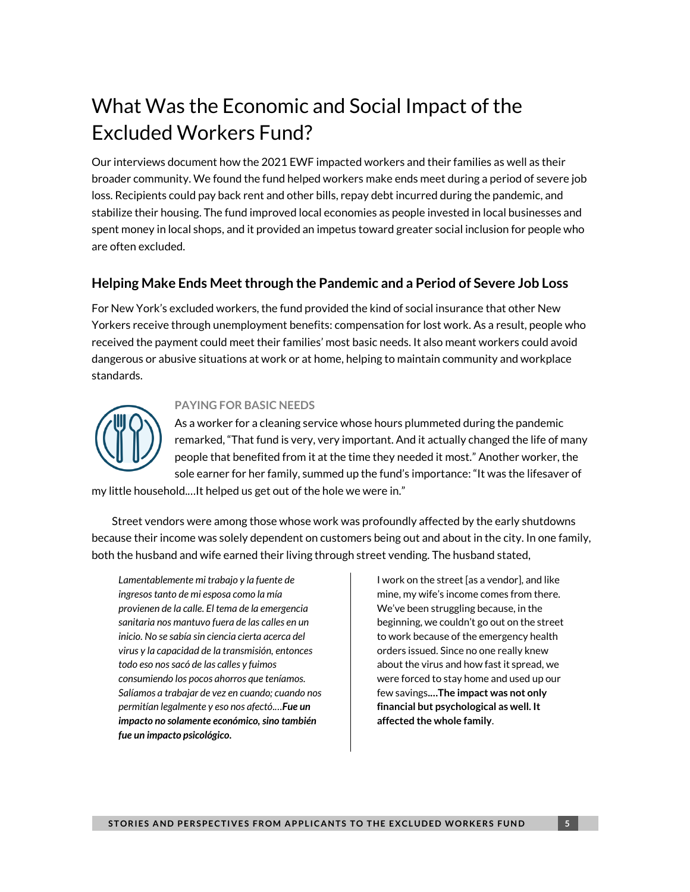# What Was the Economic and Social Impact of the Excluded Workers Fund?

Our interviews document how the 2021 EWF impacted workers and their families as well as their broader community. We found the fund helped workers make ends meet during a period of severe job loss. Recipients could pay back rent and other bills, repay debt incurred during the pandemic, and stabilize their housing. The fund improved local economies as people invested in local businesses and spent money in local shops, and it provided an impetus toward greater social inclusion for people who are often excluded.

## Helping Make Ends Meet through the Pandemic and a Period of Severe Job Loss

For New York's excluded workers, the fund provided the kind of social insurance that other New Yorkers receive through unemployment benefits: compensation for lost work. As a result, people who received the payment could meet their families' most basic needs. It also meant workers could avoid dangerous or abusive situations at work or at home, helping to maintain community and workplace standards.

### PAYING FOR BASIC NEEDS

As a worker for a cleaning service whose hours plummeted during the pandemic remarked, "That fund is very, very important. And it actually changed the life of many people that benefited from it at the time they needed it most." Another worker, the sole earner for her family, summed up the fund's importance: "It was the lifesaver of my little household....It helped us get out of the hole we were in."

Street vendors were among those whose work was profoundly affected by the early shutdowns because their income was solely dependent on customers being out and about in the city. In one family, both the husband and wife earned their living through street vending. The husband stated,

> *Lamentablemente mi trabajo y la fuente de ingresos tanto de mi esposa como la mía provienen de la calle. El tema de la emergencia sanitaria nos mantuvo fuera de las calles en un inicio. No se sabía sin ciencia cierta acerca del virus y la capacidad de la transmisión, entonces todo eso nos sacó de las calles y fuimos consumiendo los pocos ahorros que teníamos. Salíamos a trabajar de vez en cuando; cuando nos permitían legalmente y eso nos afectó....**Fue un impacto no solamente económico, sino también fue un impacto psicológico.***

> I work on the street [as a vendor], and like mine, my wife's income comes from there. We've been struggling because, in the beginning, we couldn't go out on the street to work because of the emergency health orders issued. Since no one really knew about the virus and how fast it spread, we were forced to stay home and used up our few savings**....The impact was not only financial but psychological as well. It affected the whole family**.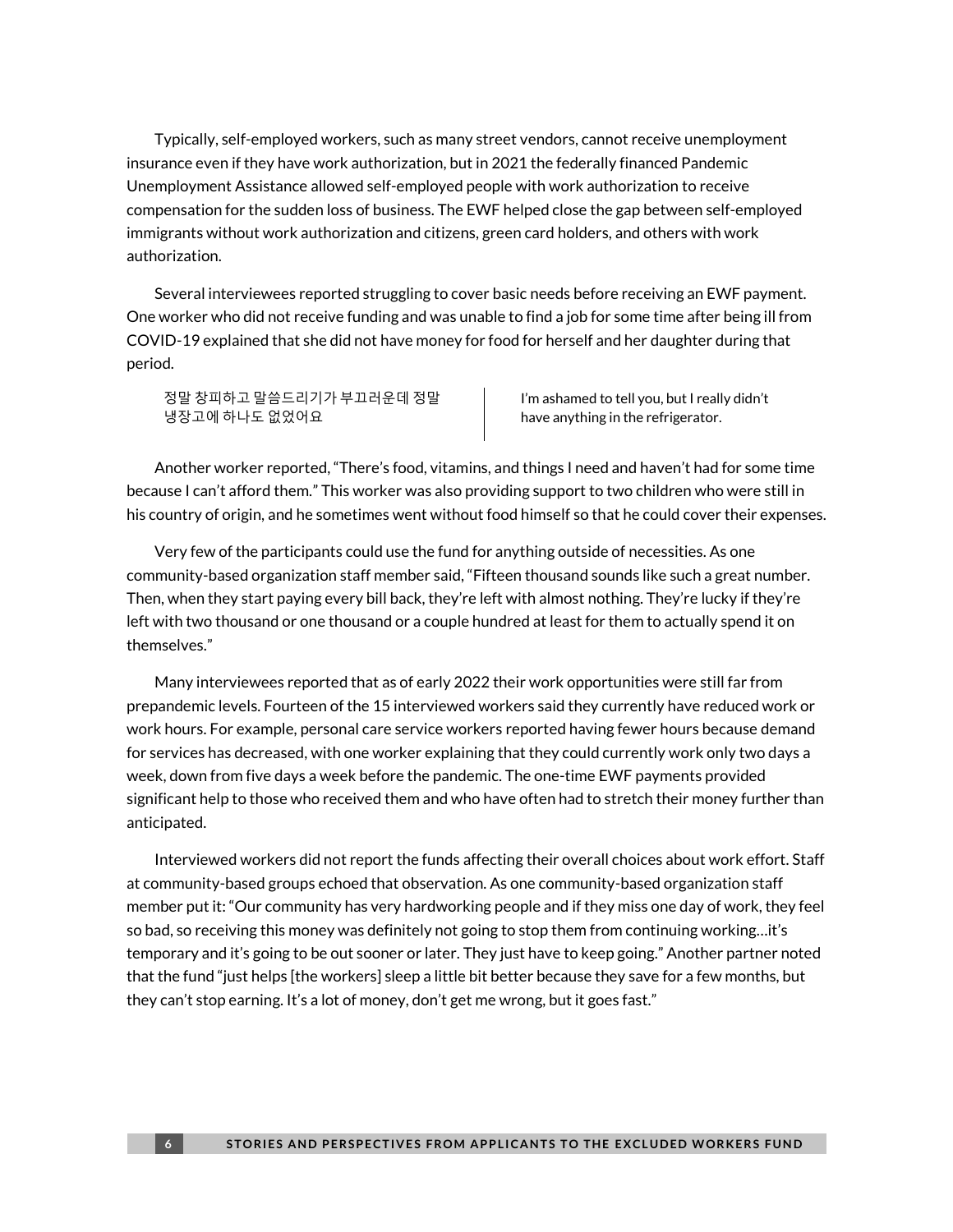Typically, self-employed workers, such as many street vendors, cannot receive unemployment insurance even if they have work authorization, but in 2021 the federally financed Pandemic Unemployment Assistance allowed self-employed people with work authorization to receive compensation for the sudden loss of business. The EWF helped close the gap between self-employed immigrants without work authorization and citizens, green card holders, and others with work authorization.

Several interviewees reported struggling to cover basic needs before receiving an EWF payment. One worker who did not receive funding and was unable to find a job for some time after being ill from COVID-19 explained that she did not have money for food for herself and her daughter during that period.

| | |
|---|---|
| 정말 창피하고 말씀드리기가 부끄러운데 정말 냉장고에 하나도 없었어요 | I'm ashamed to tell you, but I really didn't have anything in the refrigerator. |

Another worker reported, "There's food, vitamins, and things I need and haven't had for some time because I can't afford them." This worker was also providing support to two children who were still in his country of origin, and he sometimes went without food himself so that he could cover their expenses.

Very few of the participants could use the fund for anything outside of necessities. As one community-based organization staff member said, "Fifteen thousand sounds like such a great number. Then, when they start paying every bill back, they're left with almost nothing. They're lucky if they're left with two thousand or one thousand or a couple hundred at least for them to actually spend it on themselves."

Many interviewees reported that as of early 2022 their work opportunities were still far from prepandemic levels. Fourteen of the 15 interviewed workers said they currently have reduced work or work hours. For example, personal care service workers reported having fewer hours because demand for services has decreased, with one worker explaining that they could currently work only two days a week, down from five days a week before the pandemic. The one-time EWF payments provided significant help to those who received them and who have often had to stretch their money further than anticipated.

Interviewed workers did not report the funds affecting their overall choices about work effort. Staff at community-based groups echoed that observation. As one community-based organization staff member put it: "Our community has very hardworking people and if they miss one day of work, they feel so bad, so receiving this money was definitely not going to stop them from continuing working…it's temporary and it's going to be out sooner or later. They just have to keep going." Another partner noted that the fund "just helps [the workers] sleep a little bit better because they save for a few months, but they can't stop earning. It's a lot of money, don't get me wrong, but it goes fast."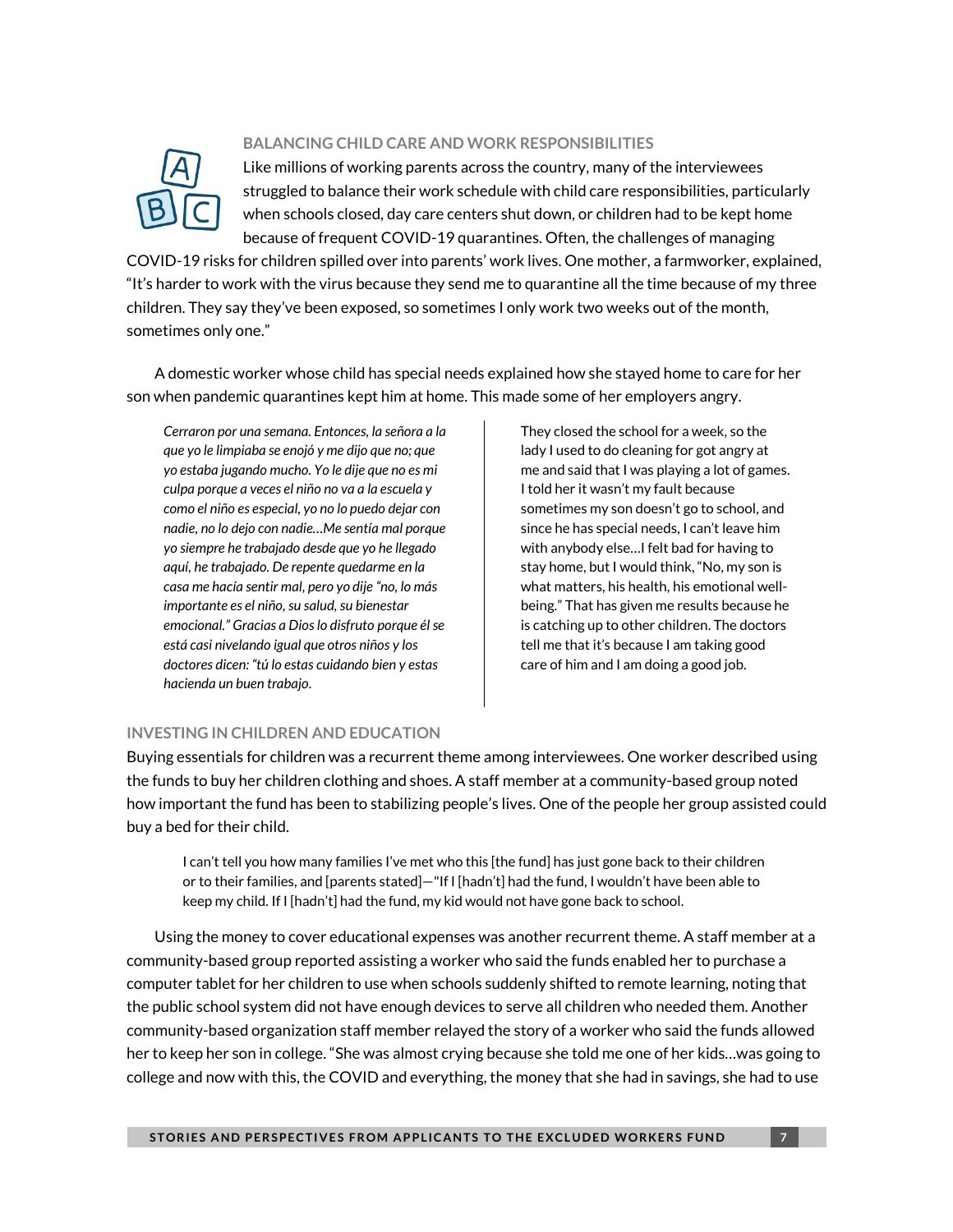### BALANCING CHILD CARE AND WORK RESPONSIBILITIES

Like millions of working parents across the country, many of the interviewees struggled to balance their work schedule with child care responsibilities, particularly when schools closed, day care centers shut down, or children had to be kept home because of frequent COVID-19 quarantines. Often, the challenges of managing COVID-19 risks for children spilled over into parents' work lives. One mother, a farmworker, explained, "It's harder to work with the virus because they send me to quarantine all the time because of my three children. They say they've been exposed, so sometimes I only work two weeks out of the month, sometimes only one."

A domestic worker whose child has special needs explained how she stayed home to care for her son when pandemic quarantines kept him at home. This made some of her employers angry.

> *Cerraron por una semana. Entonces, la señora a la que yo le limpiaba se enojó y me dijo que no; que yo estaba jugando mucho. Yo le dije que no es mi culpa porque a veces el niño no va a la escuela y como el niño es especial, yo no lo puedo dejar con nadie, no lo dejo con nadie…Me sentía mal porque yo siempre he trabajado desde que yo he llegado aquí, he trabajado. De repente quedarme en la casa me hacía sentir mal, pero yo dije "no, lo más importante es el niño, su salud, su bienestar emocional." Gracias a Dios lo disfruto porque él se está casi nivelando igual que otros niños y los doctores dicen: "tú lo estas cuidando bien y estas hacienda un buen trabajo.*

> They closed the school for a week, so the lady I used to do cleaning for got angry at me and said that I was playing a lot of games. I told her it wasn't my fault because sometimes my son doesn't go to school, and since he has special needs, I can't leave him with anybody else…I felt bad for having to stay home, but I would think, "No, my son is what matters, his health, his emotional well-being." That has given me results because he is catching up to other children. The doctors tell me that it's because I am taking good care of him and I am doing a good job.

### INVESTING IN CHILDREN AND EDUCATION

Buying essentials for children was a recurrent theme among interviewees. One worker described using the funds to buy her children clothing and shoes. A staff member at a community-based group noted how important the fund has been to stabilizing people's lives. One of the people her group assisted could buy a bed for their child.

> I can't tell you how many families I've met who this [the fund] has just gone back to their children or to their families, and [parents stated]—"If I [hadn't] had the fund, I wouldn't have been able to keep my child. If I [hadn't] had the fund, my kid would not have gone back to school.

Using the money to cover educational expenses was another recurrent theme. A staff member at a community-based group reported assisting a worker who said the funds enabled her to purchase a computer tablet for her children to use when schools suddenly shifted to remote learning, noting that the public school system did not have enough devices to serve all children who needed them. Another community-based organization staff member relayed the story of a worker who said the funds allowed her to keep her son in college. "She was almost crying because she told me one of her kids…was going to college and now with this, the COVID and everything, the money that she had in savings, she had to use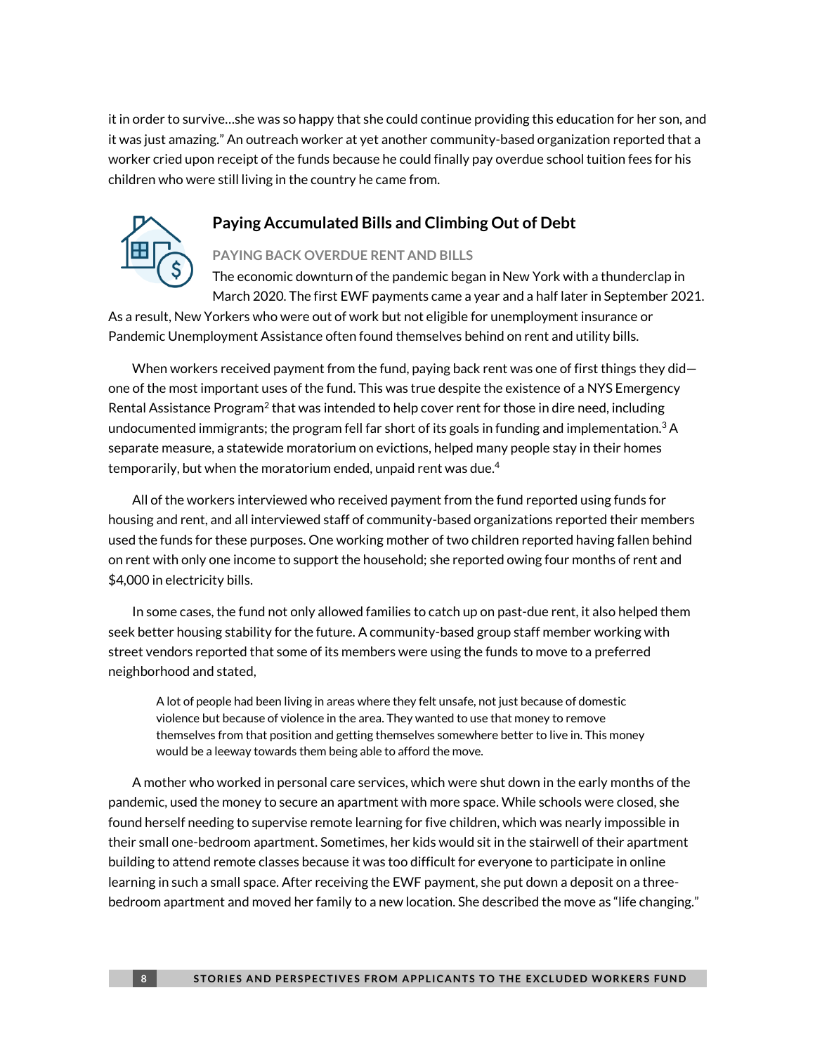it in order to survive…she was so happy that she could continue providing this education for her son, and it was just amazing." An outreach worker at yet another community-based organization reported that a worker cried upon receipt of the funds because he could finally pay overdue school tuition fees for his children who were still living in the country he came from.

## Paying Accumulated Bills and Climbing Out of Debt

### PAYING BACK OVERDUE RENT AND BILLS

The economic downturn of the pandemic began in New York with a thunderclap in March 2020. The first EWF payments came a year and a half later in September 2021. As a result, New Yorkers who were out of work but not eligible for unemployment insurance or Pandemic Unemployment Assistance often found themselves behind on rent and utility bills.

When workers received payment from the fund, paying back rent was one of first things they did—one of the most important uses of the fund. This was true despite the existence of a NYS Emergency Rental Assistance Program[2] that was intended to help cover rent for those in dire need, including undocumented immigrants; the program fell far short of its goals in funding and implementation.[3] A separate measure, a statewide moratorium on evictions, helped many people stay in their homes temporarily, but when the moratorium ended, unpaid rent was due.[4]

All of the workers interviewed who received payment from the fund reported using funds for housing and rent, and all interviewed staff of community-based organizations reported their members used the funds for these purposes. One working mother of two children reported having fallen behind on rent with only one income to support the household; she reported owing four months of rent and $4,000 in electricity bills.

In some cases, the fund not only allowed families to catch up on past-due rent, it also helped them seek better housing stability for the future. A community-based group staff member working with street vendors reported that some of its members were using the funds to move to a preferred neighborhood and stated,

> A lot of people had been living in areas where they felt unsafe, not just because of domestic violence but because of violence in the area. They wanted to use that money to remove themselves from that position and getting themselves somewhere better to live in. This money would be a leeway towards them being able to afford the move.

A mother who worked in personal care services, which were shut down in the early months of the pandemic, used the money to secure an apartment with more space. While schools were closed, she found herself needing to supervise remote learning for five children, which was nearly impossible in their small one-bedroom apartment. Sometimes, her kids would sit in the stairwell of their apartment building to attend remote classes because it was too difficult for everyone to participate in online learning in such a small space. After receiving the EWF payment, she put down a deposit on a three-bedroom apartment and moved her family to a new location. She described the move as "life changing."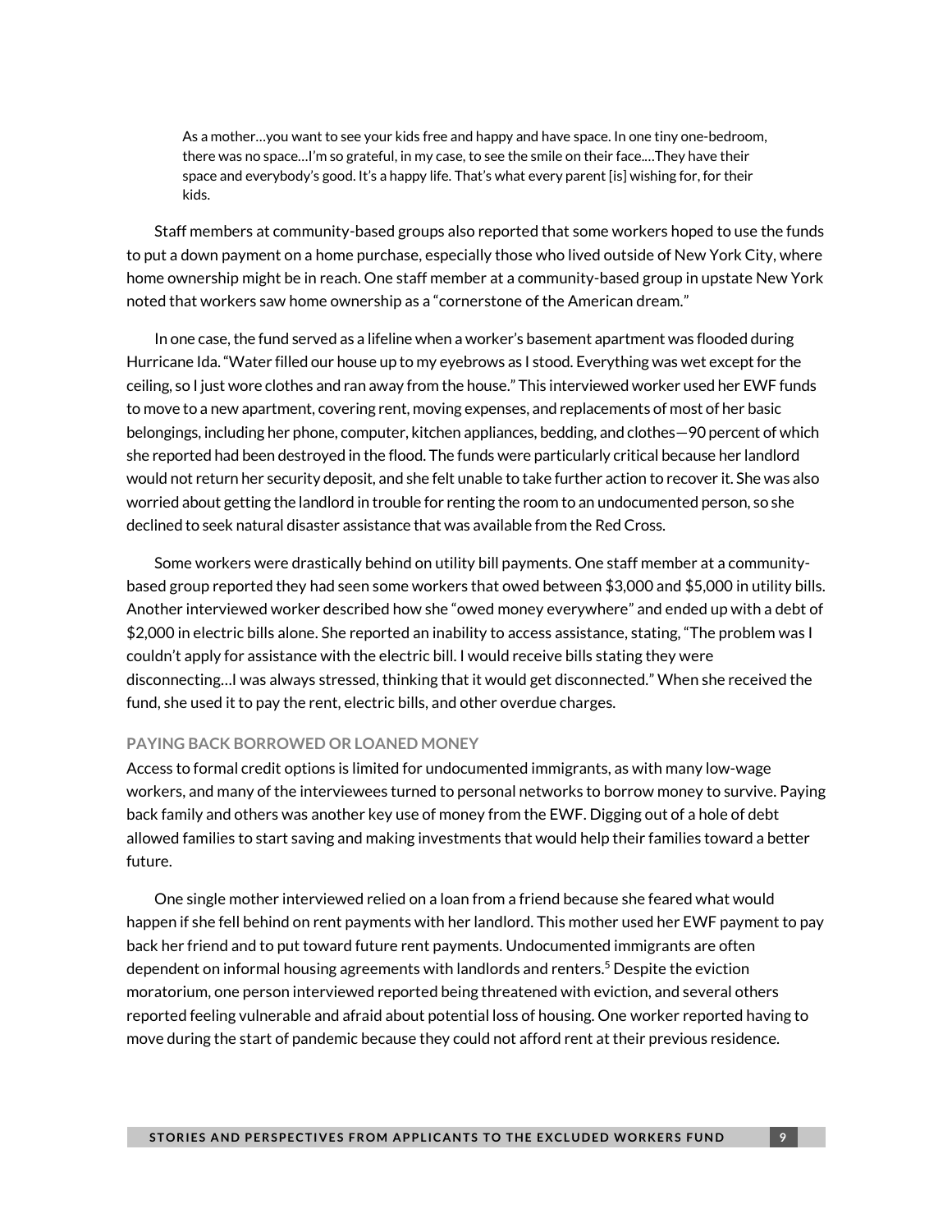> As a mother…you want to see your kids free and happy and have space. In one tiny one-bedroom, there was no space…I'm so grateful, in my case, to see the smile on their face.…They have their space and everybody's good. It's a happy life. That's what every parent [is] wishing for, for their kids.

Staff members at community-based groups also reported that some workers hoped to use the funds to put a down payment on a home purchase, especially those who lived outside of New York City, where home ownership might be in reach. One staff member at a community-based group in upstate New York noted that workers saw home ownership as a "cornerstone of the American dream."

In one case, the fund served as a lifeline when a worker's basement apartment was flooded during Hurricane Ida. "Water filled our house up to my eyebrows as I stood. Everything was wet except for the ceiling, so I just wore clothes and ran away from the house." This interviewed worker used her EWF funds to move to a new apartment, covering rent, moving expenses, and replacements of most of her basic belongings, including her phone, computer, kitchen appliances, bedding, and clothes—90 percent of which she reported had been destroyed in the flood. The funds were particularly critical because her landlord would not return her security deposit, and she felt unable to take further action to recover it. She was also worried about getting the landlord in trouble for renting the room to an undocumented person, so she declined to seek natural disaster assistance that was available from the Red Cross.

Some workers were drastically behind on utility bill payments. One staff member at a community-based group reported they had seen some workers that owed between $3,000 and $5,000 in utility bills. Another interviewed worker described how she "owed money everywhere" and ended up with a debt of $2,000 in electric bills alone. She reported an inability to access assistance, stating, "The problem was I couldn't apply for assistance with the electric bill. I would receive bills stating they were disconnecting…I was always stressed, thinking that it would get disconnected." When she received the fund, she used it to pay the rent, electric bills, and other overdue charges.

### PAYING BACK BORROWED OR LOANED MONEY

Access to formal credit options is limited for undocumented immigrants, as with many low-wage workers, and many of the interviewees turned to personal networks to borrow money to survive. Paying back family and others was another key use of money from the EWF. Digging out of a hole of debt allowed families to start saving and making investments that would help their families toward a better future.

One single mother interviewed relied on a loan from a friend because she feared what would happen if she fell behind on rent payments with her landlord. This mother used her EWF payment to pay back her friend and to put toward future rent payments. Undocumented immigrants are often dependent on informal housing agreements with landlords and renters.[5] Despite the eviction moratorium, one person interviewed reported being threatened with eviction, and several others reported feeling vulnerable and afraid about potential loss of housing. One worker reported having to move during the start of pandemic because they could not afford rent at their previous residence.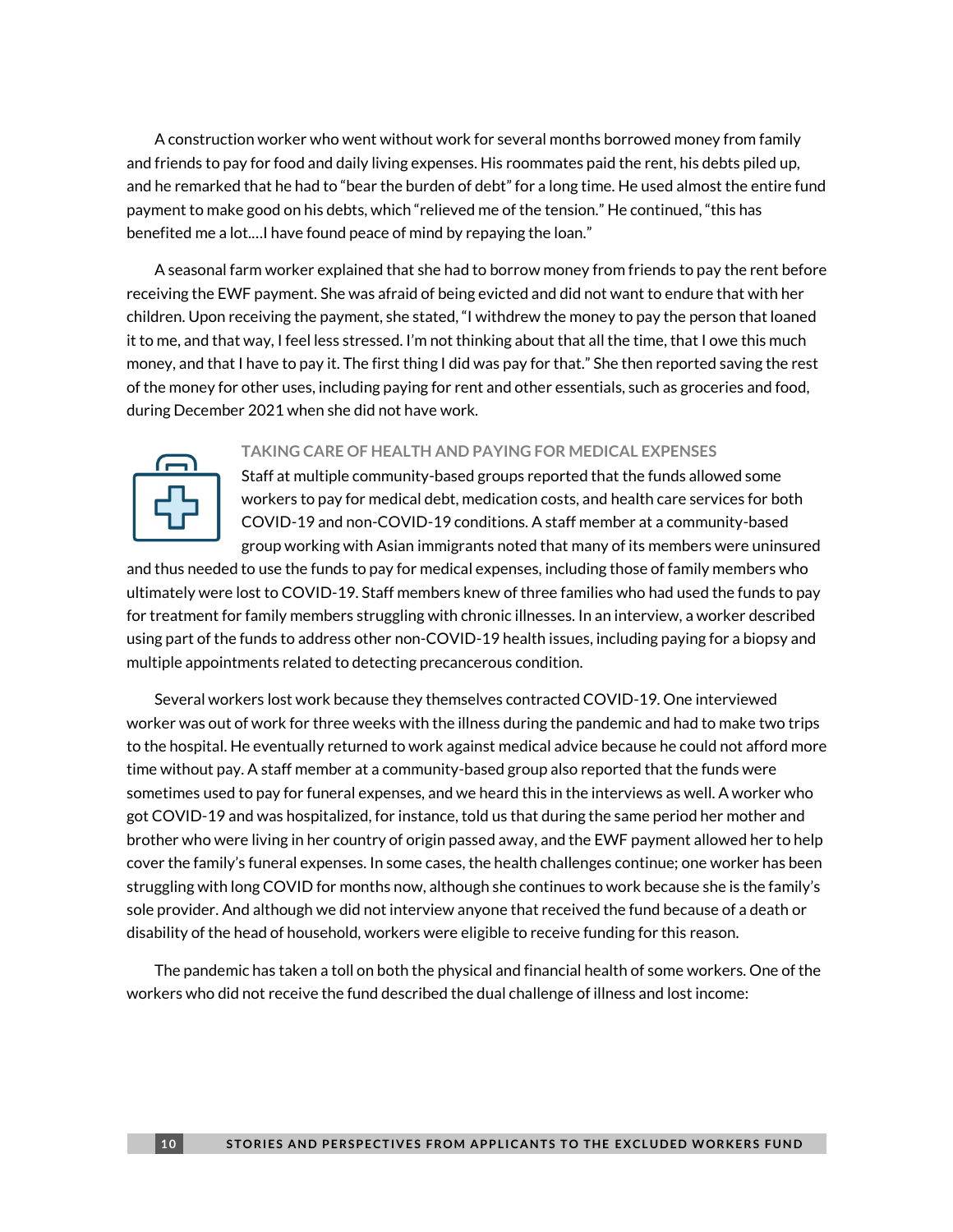A construction worker who went without work for several months borrowed money from family and friends to pay for food and daily living expenses. His roommates paid the rent, his debts piled up, and he remarked that he had to "bear the burden of debt" for a long time. He used almost the entire fund payment to make good on his debts, which "relieved me of the tension." He continued, "this has benefited me a lot....I have found peace of mind by repaying the loan."

A seasonal farm worker explained that she had to borrow money from friends to pay the rent before receiving the EWF payment. She was afraid of being evicted and did not want to endure that with her children. Upon receiving the payment, she stated, "I withdrew the money to pay the person that loaned it to me, and that way, I feel less stressed. I'm not thinking about that all the time, that I owe this much money, and that I have to pay it. The first thing I did was pay for that." She then reported saving the rest of the money for other uses, including paying for rent and other essentials, such as groceries and food, during December 2021 when she did not have work.

### TAKING CARE OF HEALTH AND PAYING FOR MEDICAL EXPENSES

Staff at multiple community-based groups reported that the funds allowed some workers to pay for medical debt, medication costs, and health care services for both COVID-19 and non-COVID-19 conditions. A staff member at a community-based group working with Asian immigrants noted that many of its members were uninsured and thus needed to use the funds to pay for medical expenses, including those of family members who ultimately were lost to COVID-19. Staff members knew of three families who had used the funds to pay for treatment for family members struggling with chronic illnesses. In an interview, a worker described using part of the funds to address other non-COVID-19 health issues, including paying for a biopsy and multiple appointments related to detecting precancerous condition.

Several workers lost work because they themselves contracted COVID-19. One interviewed worker was out of work for three weeks with the illness during the pandemic and had to make two trips to the hospital. He eventually returned to work against medical advice because he could not afford more time without pay. A staff member at a community-based group also reported that the funds were sometimes used to pay for funeral expenses, and we heard this in the interviews as well. A worker who got COVID-19 and was hospitalized, for instance, told us that during the same period her mother and brother who were living in her country of origin passed away, and the EWF payment allowed her to help cover the family's funeral expenses. In some cases, the health challenges continue; one worker has been struggling with long COVID for months now, although she continues to work because she is the family's sole provider. And although we did not interview anyone that received the fund because of a death or disability of the head of household, workers were eligible to receive funding for this reason.

The pandemic has taken a toll on both the physical and financial health of some workers. One of the workers who did not receive the fund described the dual challenge of illness and lost income: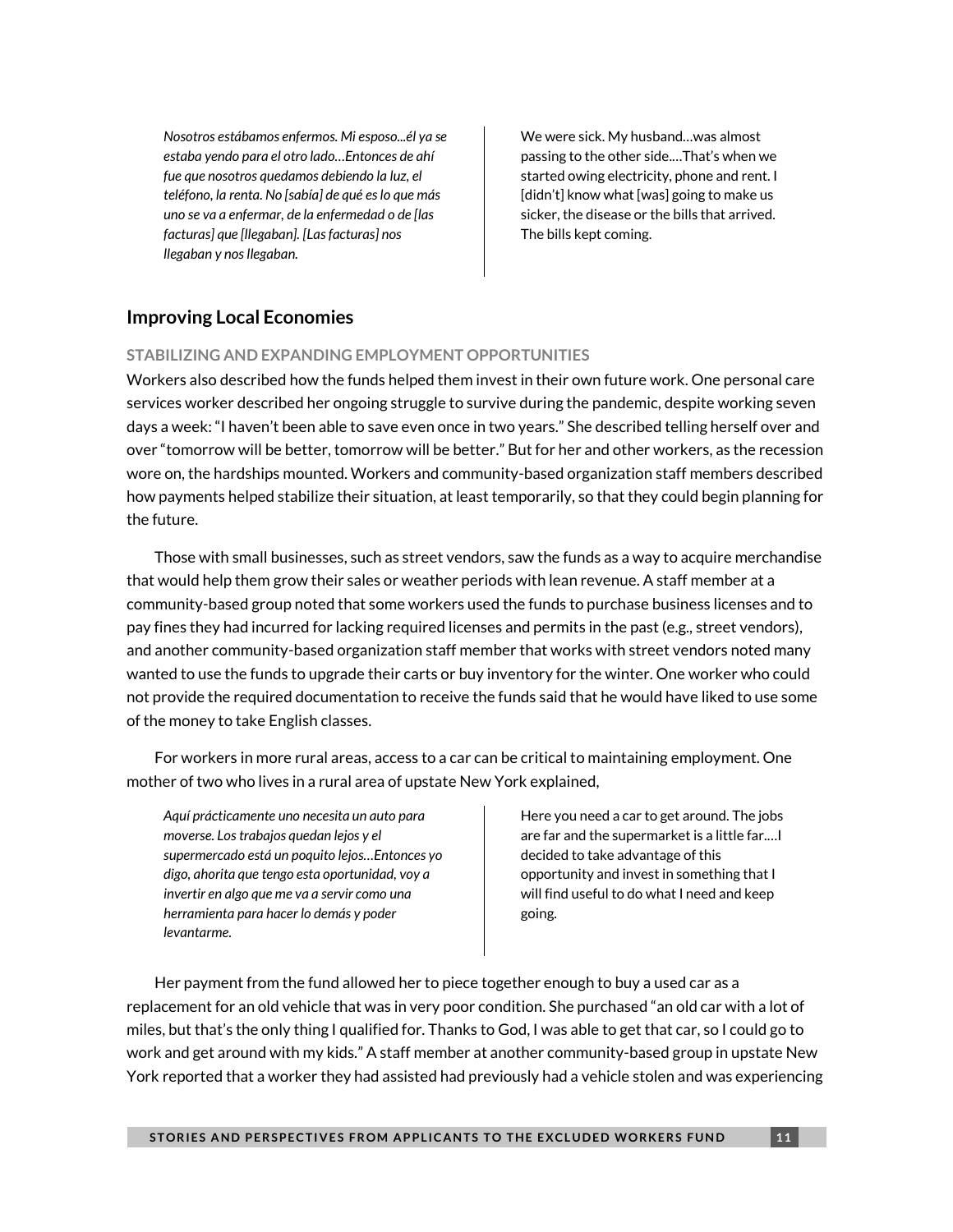*Nosotros estábamos enfermos. Mi esposo...él ya se estaba yendo para el otro lado…Entonces de ahí fue que nosotros quedamos debiendo la luz, el teléfono, la renta. No [sabía] de qué es lo que más uno se va a enfermar, de la enfermedad o de [las facturas] que [llegaban]. [Las facturas] nos llegaban y nos llegaban.*

We were sick. My husband…was almost passing to the other side.…That's when we started owing electricity, phone and rent. I [didn't] know what [was] going to make us sicker, the disease or the bills that arrived. The bills kept coming.

## Improving Local Economies

### STABILIZING AND EXPANDING EMPLOYMENT OPPORTUNITIES

Workers also described how the funds helped them invest in their own future work. One personal care services worker described her ongoing struggle to survive during the pandemic, despite working seven days a week: "I haven't been able to save even once in two years." She described telling herself over and over "tomorrow will be better, tomorrow will be better." But for her and other workers, as the recession wore on, the hardships mounted. Workers and community-based organization staff members described how payments helped stabilize their situation, at least temporarily, so that they could begin planning for the future.

Those with small businesses, such as street vendors, saw the funds as a way to acquire merchandise that would help them grow their sales or weather periods with lean revenue. A staff member at a community-based group noted that some workers used the funds to purchase business licenses and to pay fines they had incurred for lacking required licenses and permits in the past (e.g., street vendors), and another community-based organization staff member that works with street vendors noted many wanted to use the funds to upgrade their carts or buy inventory for the winter. One worker who could not provide the required documentation to receive the funds said that he would have liked to use some of the money to take English classes.

For workers in more rural areas, access to a car can be critical to maintaining employment. One mother of two who lives in a rural area of upstate New York explained,

*Aquí prácticamente uno necesita un auto para moverse. Los trabajos quedan lejos y el supermercado está un poquito lejos…Entonces yo digo, ahorita que tengo esta oportunidad, voy a invertir en algo que me va a servir como una herramienta para hacer lo demás y poder levantarme.*

Here you need a car to get around. The jobs are far and the supermarket is a little far.…I decided to take advantage of this opportunity and invest in something that I will find useful to do what I need and keep going.

Her payment from the fund allowed her to piece together enough to buy a used car as a replacement for an old vehicle that was in very poor condition. She purchased "an old car with a lot of miles, but that's the only thing I qualified for. Thanks to God, I was able to get that car, so I could go to work and get around with my kids." A staff member at another community-based group in upstate New York reported that a worker they had assisted had previously had a vehicle stolen and was experiencing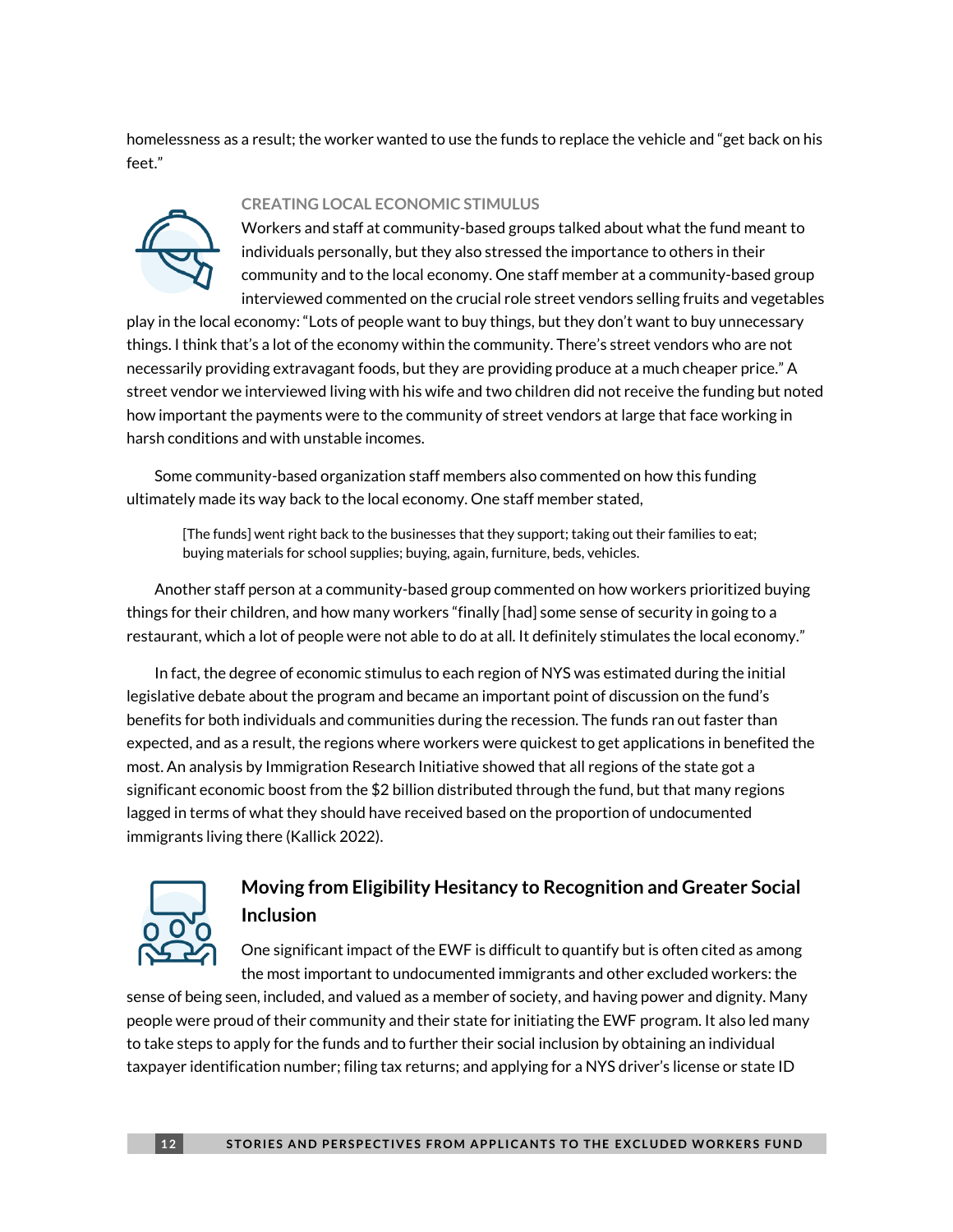homelessness as a result; the worker wanted to use the funds to replace the vehicle and "get back on his feet."

#### CREATING LOCAL ECONOMIC STIMULUS

Workers and staff at community-based groups talked about what the fund meant to individuals personally, but they also stressed the importance to others in their community and to the local economy. One staff member at a community-based group interviewed commented on the crucial role street vendors selling fruits and vegetables play in the local economy: "Lots of people want to buy things, but they don't want to buy unnecessary things. I think that's a lot of the economy within the community. There's street vendors who are not necessarily providing extravagant foods, but they are providing produce at a much cheaper price." A street vendor we interviewed living with his wife and two children did not receive the funding but noted how important the payments were to the community of street vendors at large that face working in harsh conditions and with unstable incomes.

Some community-based organization staff members also commented on how this funding ultimately made its way back to the local economy. One staff member stated,

> [The funds] went right back to the businesses that they support; taking out their families to eat; buying materials for school supplies; buying, again, furniture, beds, vehicles.

Another staff person at a community-based group commented on how workers prioritized buying things for their children, and how many workers "finally [had] some sense of security in going to a restaurant, which a lot of people were not able to do at all. It definitely stimulates the local economy."

In fact, the degree of economic stimulus to each region of NYS was estimated during the initial legislative debate about the program and became an important point of discussion on the fund's benefits for both individuals and communities during the recession. The funds ran out faster than expected, and as a result, the regions where workers were quickest to get applications in benefited the most. An analysis by Immigration Research Initiative showed that all regions of the state got a significant economic boost from the $2 billion distributed through the fund, but that many regions lagged in terms of what they should have received based on the proportion of undocumented immigrants living there (Kallick 2022).

### Moving from Eligibility Hesitancy to Recognition and Greater Social Inclusion

One significant impact of the EWF is difficult to quantify but is often cited as among the most important to undocumented immigrants and other excluded workers: the sense of being seen, included, and valued as a member of society, and having power and dignity. Many people were proud of their community and their state for initiating the EWF program. It also led many to take steps to apply for the funds and to further their social inclusion by obtaining an individual taxpayer identification number; filing tax returns; and applying for a NYS driver's license or state ID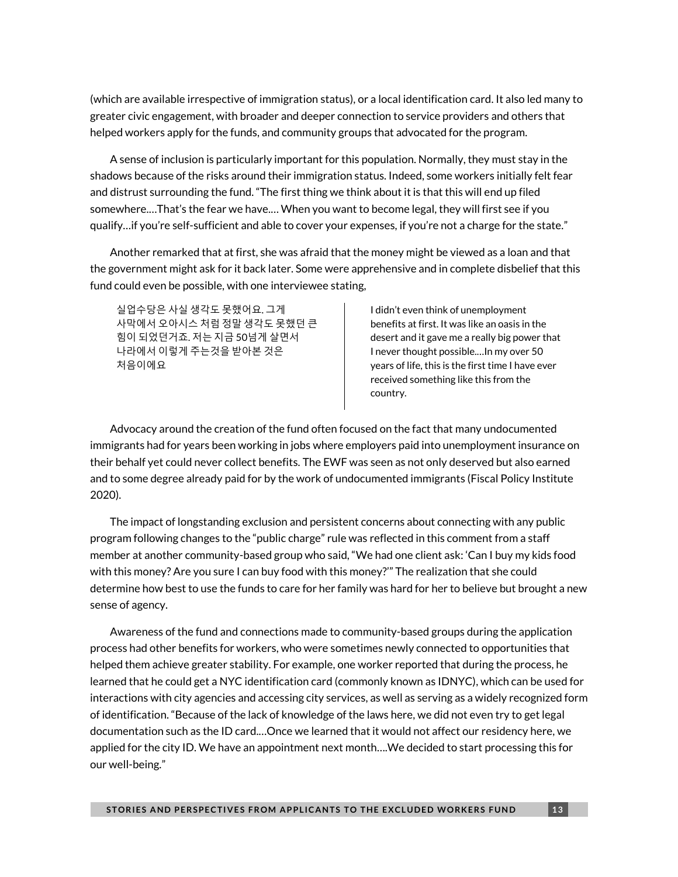(which are available irrespective of immigration status), or a local identification card. It also led many to greater civic engagement, with broader and deeper connection to service providers and others that helped workers apply for the funds, and community groups that advocated for the program.

A sense of inclusion is particularly important for this population. Normally, they must stay in the shadows because of the risks around their immigration status. Indeed, some workers initially felt fear and distrust surrounding the fund. “The first thing we think about it is that this will end up filed somewhere.…That’s the fear we have.… When you want to become legal, they will first see if you qualify…if you’re self-sufficient and able to cover your expenses, if you’re not a charge for the state.”

Another remarked that at first, she was afraid that the money might be viewed as a loan and that the government might ask for it back later. Some were apprehensive and in complete disbelief that this fund could even be possible, with one interviewee stating,

> 실업수당은 사실 생각도 못했어요. 그게 사막에서 오아시스 처럼 정말 생각도 못했던 큰 힘이 되었던거죠. 저는 지금 50넘게 살면서 나라에서 이렇게 주는것을 받아본 것은 처음이에요

> I didn’t even think of unemployment benefits at first. It was like an oasis in the desert and it gave me a really big power that I never thought possible.…In my over 50 years of life, this is the first time I have ever received something like this from the country.

Advocacy around the creation of the fund often focused on the fact that many undocumented immigrants had for years been working in jobs where employers paid into unemployment insurance on their behalf yet could never collect benefits. The EWF was seen as not only deserved but also earned and to some degree already paid for by the work of undocumented immigrants (Fiscal Policy Institute 2020).

The impact of longstanding exclusion and persistent concerns about connecting with any public program following changes to the “public charge” rule was reflected in this comment from a staff member at another community-based group who said, “We had one client ask: ‘Can I buy my kids food with this money? Are you sure I can buy food with this money?’” The realization that she could determine how best to use the funds to care for her family was hard for her to believe but brought a new sense of agency.

Awareness of the fund and connections made to community-based groups during the application process had other benefits for workers, who were sometimes newly connected to opportunities that helped them achieve greater stability. For example, one worker reported that during the process, he learned that he could get a NYC identification card (commonly known as IDNYC), which can be used for interactions with city agencies and accessing city services, as well as serving as a widely recognized form of identification. “Because of the lack of knowledge of the laws here, we did not even try to get legal documentation such as the ID card.…Once we learned that it would not affect our residency here, we applied for the city ID. We have an appointment next month.…We decided to start processing this for our well-being.”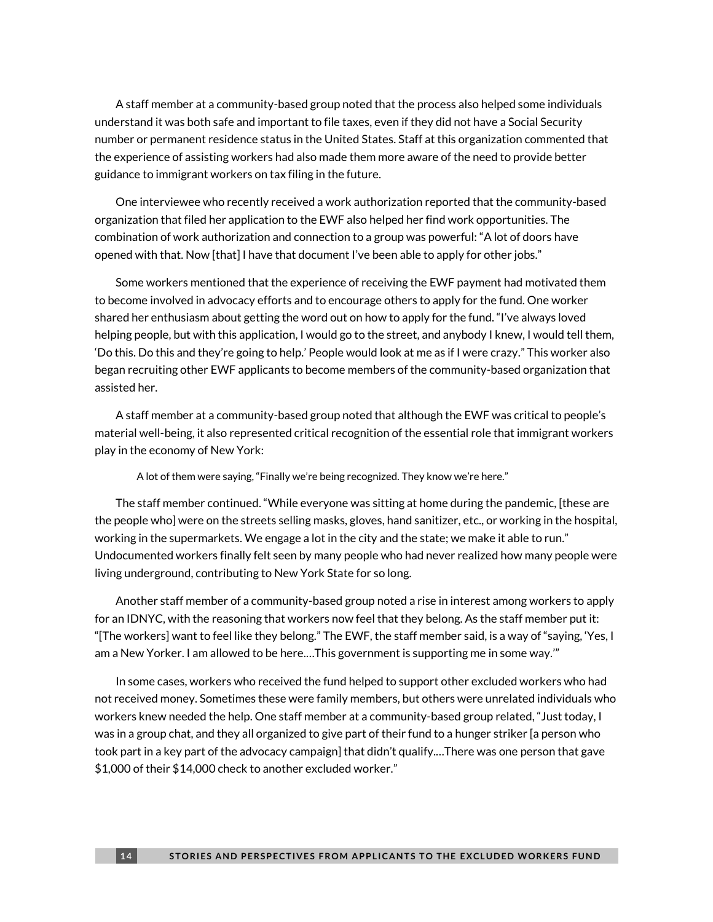A staff member at a community-based group noted that the process also helped some individuals understand it was both safe and important to file taxes, even if they did not have a Social Security number or permanent residence status in the United States. Staff at this organization commented that the experience of assisting workers had also made them more aware of the need to provide better guidance to immigrant workers on tax filing in the future.

One interviewee who recently received a work authorization reported that the community-based organization that filed her application to the EWF also helped her find work opportunities. The combination of work authorization and connection to a group was powerful: "A lot of doors have opened with that. Now [that] I have that document I've been able to apply for other jobs."

Some workers mentioned that the experience of receiving the EWF payment had motivated them to become involved in advocacy efforts and to encourage others to apply for the fund. One worker shared her enthusiasm about getting the word out on how to apply for the fund. "I've always loved helping people, but with this application, I would go to the street, and anybody I knew, I would tell them, 'Do this. Do this and they're going to help.' People would look at me as if I were crazy." This worker also began recruiting other EWF applicants to become members of the community-based organization that assisted her.

A staff member at a community-based group noted that although the EWF was critical to people's material well-being, it also represented critical recognition of the essential role that immigrant workers play in the economy of New York:

> A lot of them were saying, "Finally we're being recognized. They know we're here."

The staff member continued. "While everyone was sitting at home during the pandemic, [these are the people who] were on the streets selling masks, gloves, hand sanitizer, etc., or working in the hospital, working in the supermarkets. We engage a lot in the city and the state; we make it able to run." Undocumented workers finally felt seen by many people who had never realized how many people were living underground, contributing to New York State for so long.

Another staff member of a community-based group noted a rise in interest among workers to apply for an IDNYC, with the reasoning that workers now feel that they belong. As the staff member put it: "[The workers] want to feel like they belong." The EWF, the staff member said, is a way of "saying, 'Yes, I am a New Yorker. I am allowed to be here.…This government is supporting me in some way.'"

In some cases, workers who received the fund helped to support other excluded workers who had not received money. Sometimes these were family members, but others were unrelated individuals who workers knew needed the help. One staff member at a community-based group related, "Just today, I was in a group chat, and they all organized to give part of their fund to a hunger striker [a person who took part in a key part of the advocacy campaign] that didn't qualify.…There was one person that gave $1,000 of their $14,000 check to another excluded worker."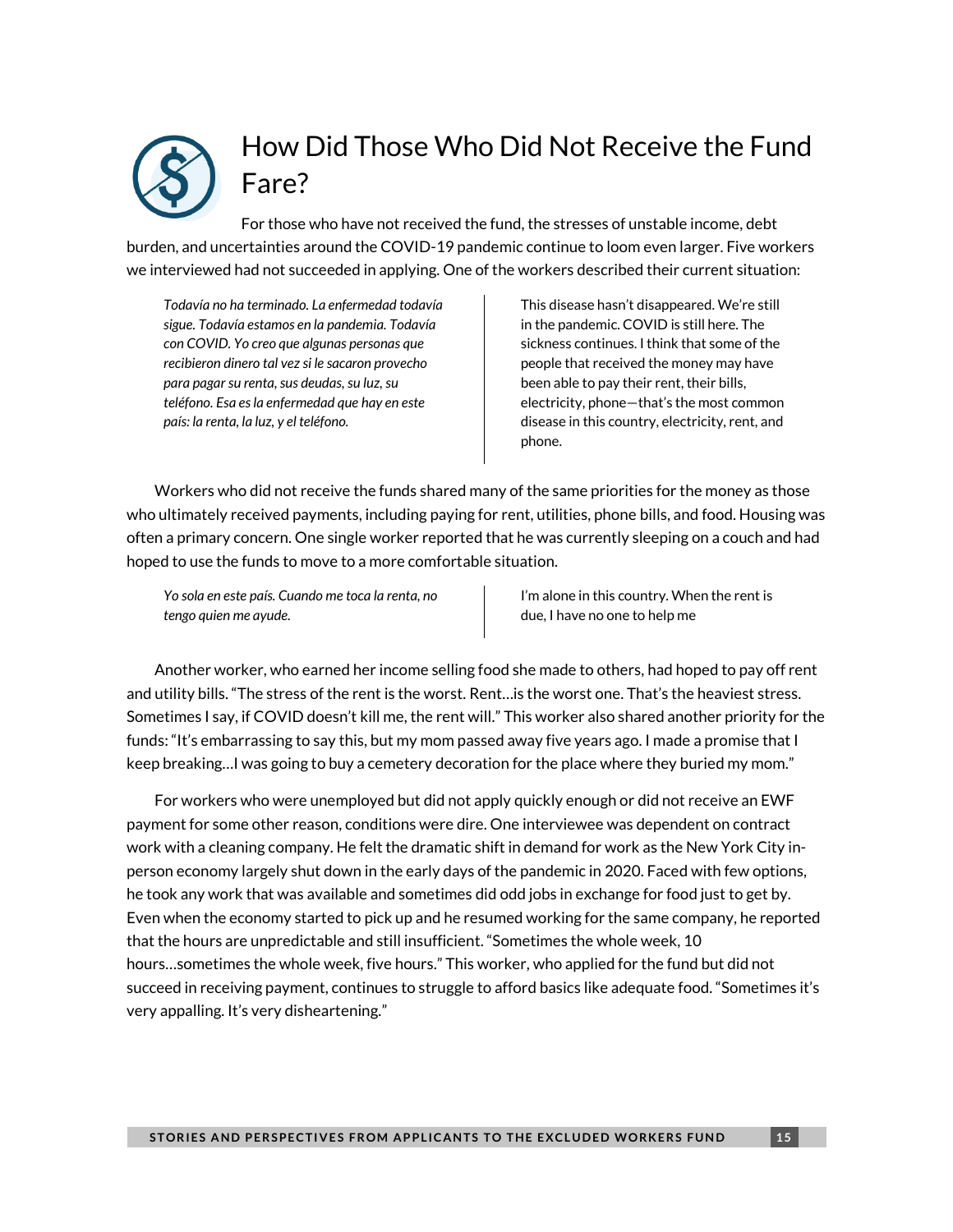# How Did Those Who Did Not Receive the Fund Fare?

For those who have not received the fund, the stresses of unstable income, debt burden, and uncertainties around the COVID-19 pandemic continue to loom even larger. Five workers we interviewed had not succeeded in applying. One of the workers described their current situation:

> *Todavía no ha terminado. La enfermedad todavía sigue. Todavía estamos en la pandemia. Todavía con COVID. Yo creo que algunas personas que recibieron dinero tal vez si le sacaron provecho para pagar su renta, sus deudas, su luz, su teléfono. Esa es la enfermedad que hay en este país: la renta, la luz, y el teléfono.*
>
> This disease hasn't disappeared. We're still in the pandemic. COVID is still here. The sickness continues. I think that some of the people that received the money may have been able to pay their rent, their bills, electricity, phone—that's the most common disease in this country, electricity, rent, and phone.

Workers who did not receive the funds shared many of the same priorities for the money as those who ultimately received payments, including paying for rent, utilities, phone bills, and food. Housing was often a primary concern. One single worker reported that he was currently sleeping on a couch and had hoped to use the funds to move to a more comfortable situation.

> *Yo sola en este país. Cuando me toca la renta, no tengo quien me ayude.*
>
> I'm alone in this country. When the rent is due, I have no one to help me

Another worker, who earned her income selling food she made to others, had hoped to pay off rent and utility bills. "The stress of the rent is the worst. Rent…is the worst one. That's the heaviest stress. Sometimes I say, if COVID doesn't kill me, the rent will." This worker also shared another priority for the funds: "It's embarrassing to say this, but my mom passed away five years ago. I made a promise that I keep breaking…I was going to buy a cemetery decoration for the place where they buried my mom."

For workers who were unemployed but did not apply quickly enough or did not receive an EWF payment for some other reason, conditions were dire. One interviewee was dependent on contract work with a cleaning company. He felt the dramatic shift in demand for work as the New York City in-person economy largely shut down in the early days of the pandemic in 2020. Faced with few options, he took any work that was available and sometimes did odd jobs in exchange for food just to get by. Even when the economy started to pick up and he resumed working for the same company, he reported that the hours are unpredictable and still insufficient. "Sometimes the whole week, 10 hours…sometimes the whole week, five hours." This worker, who applied for the fund but did not succeed in receiving payment, continues to struggle to afford basics like adequate food. "Sometimes it's very appalling. It's very disheartening."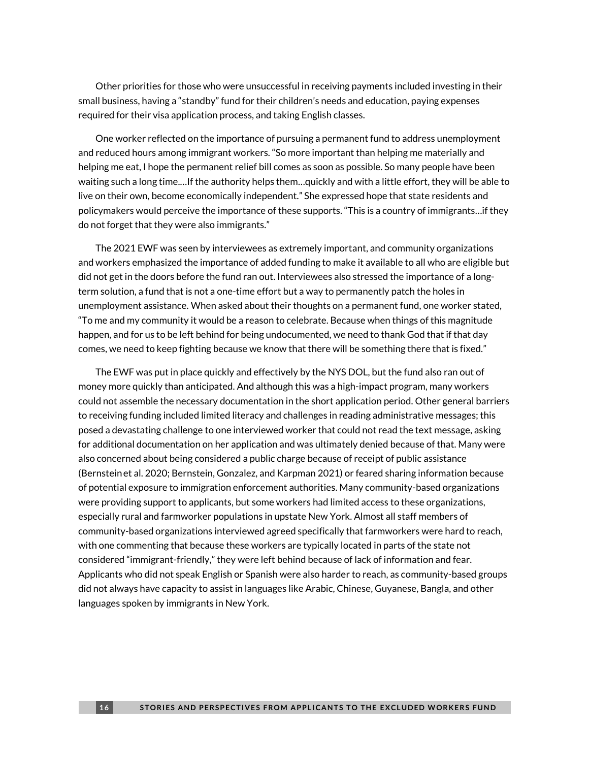Other priorities for those who were unsuccessful in receiving payments included investing in their small business, having a "standby" fund for their children's needs and education, paying expenses required for their visa application process, and taking English classes.

One worker reflected on the importance of pursuing a permanent fund to address unemployment and reduced hours among immigrant workers. "So more important than helping me materially and helping me eat, I hope the permanent relief bill comes as soon as possible. So many people have been waiting such a long time....If the authority helps them…quickly and with a little effort, they will be able to live on their own, become economically independent." She expressed hope that state residents and policymakers would perceive the importance of these supports. "This is a country of immigrants…if they do not forget that they were also immigrants."

The 2021 EWF was seen by interviewees as extremely important, and community organizations and workers emphasized the importance of added funding to make it available to all who are eligible but did not get in the doors before the fund ran out. Interviewees also stressed the importance of a long-term solution, a fund that is not a one-time effort but a way to permanently patch the holes in unemployment assistance. When asked about their thoughts on a permanent fund, one worker stated, "To me and my community it would be a reason to celebrate. Because when things of this magnitude happen, and for us to be left behind for being undocumented, we need to thank God that if that day comes, we need to keep fighting because we know that there will be something there that is fixed."

The EWF was put in place quickly and effectively by the NYS DOL, but the fund also ran out of money more quickly than anticipated. And although this was a high-impact program, many workers could not assemble the necessary documentation in the short application period. Other general barriers to receiving funding included limited literacy and challenges in reading administrative messages; this posed a devastating challenge to one interviewed worker that could not read the text message, asking for additional documentation on her application and was ultimately denied because of that. Many were also concerned about being considered a public charge because of receipt of public assistance (Bernstein et al. 2020; Bernstein, Gonzalez, and Karpman 2021) or feared sharing information because of potential exposure to immigration enforcement authorities. Many community-based organizations were providing support to applicants, but some workers had limited access to these organizations, especially rural and farmworker populations in upstate New York. Almost all staff members of community-based organizations interviewed agreed specifically that farmworkers were hard to reach, with one commenting that because these workers are typically located in parts of the state not considered "immigrant-friendly," they were left behind because of lack of information and fear. Applicants who did not speak English or Spanish were also harder to reach, as community-based groups did not always have capacity to assist in languages like Arabic, Chinese, Guyanese, Bangla, and other languages spoken by immigrants in New York.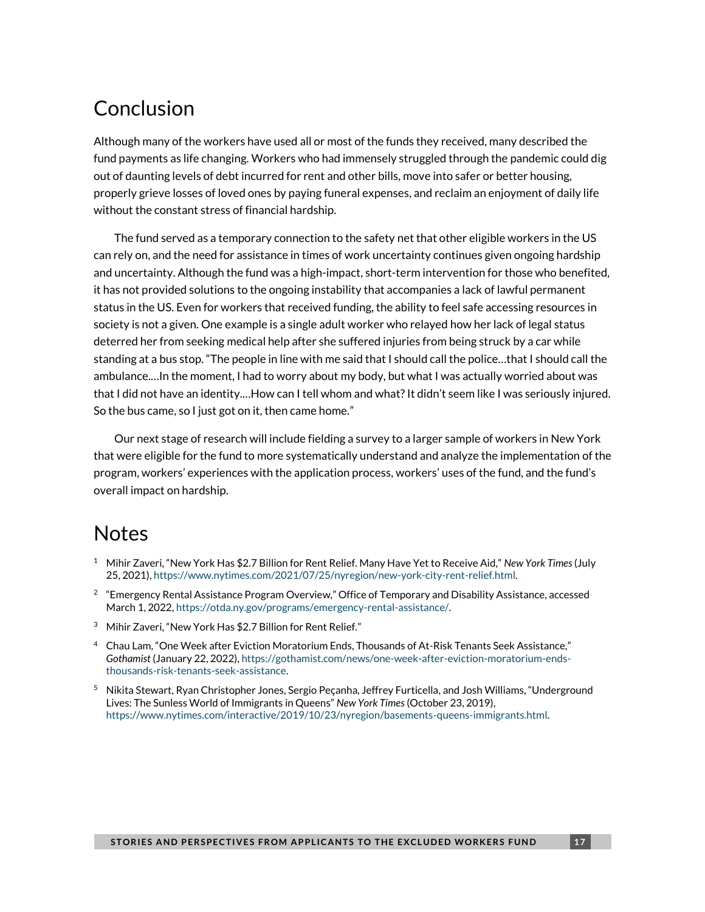## Conclusion

Although many of the workers have used all or most of the funds they received, many described the fund payments as life changing. Workers who had immensely struggled through the pandemic could dig out of daunting levels of debt incurred for rent and other bills, move into safer or better housing, properly grieve losses of loved ones by paying funeral expenses, and reclaim an enjoyment of daily life without the constant stress of financial hardship.

The fund served as a temporary connection to the safety net that other eligible workers in the US can rely on, and the need for assistance in times of work uncertainty continues given ongoing hardship and uncertainty. Although the fund was a high-impact, short-term intervention for those who benefited, it has not provided solutions to the ongoing instability that accompanies a lack of lawful permanent status in the US. Even for workers that received funding, the ability to feel safe accessing resources in society is not a given. One example is a single adult worker who relayed how her lack of legal status deterred her from seeking medical help after she suffered injuries from being struck by a car while standing at a bus stop. "The people in line with me said that I should call the police…that I should call the ambulance….In the moment, I had to worry about my body, but what I was actually worried about was that I did not have an identity….How can I tell whom and what? It didn't seem like I was seriously injured. So the bus came, so I just got on it, then came home."

Our next stage of research will include fielding a survey to a larger sample of workers in New York that were eligible for the fund to more systematically understand and analyze the implementation of the program, workers' experiences with the application process, workers' uses of the fund, and the fund's overall impact on hardship.

## Notes

1. Mihir Zaveri, "New York Has $2.7 Billion for Rent Relief. Many Have Yet to Receive Aid," *New York Times* (July 25, 2021), https://www.nytimes.com/2021/07/25/nyregion/new-york-city-rent-relief.html.
2. "Emergency Rental Assistance Program Overview," Office of Temporary and Disability Assistance, accessed March 1, 2022, https://otda.ny.gov/programs/emergency-rental-assistance/.
3. Mihir Zaveri, "New York Has $2.7 Billion for Rent Relief."
4. Chau Lam, "One Week after Eviction Moratorium Ends, Thousands of At-Risk Tenants Seek Assistance," *Gothamist* (January 22, 2022), https://gothamist.com/news/one-week-after-eviction-moratorium-ends-thousands-risk-tenants-seek-assistance.
5. Nikita Stewart, Ryan Christopher Jones, Sergio Peçanha, Jeffrey Furticella, and Josh Williams, "Underground Lives: The Sunless World of Immigrants in Queens" *New York Times* (October 23, 2019), https://www.nytimes.com/interactive/2019/10/23/nyregion/basements-queens-immigrants.html.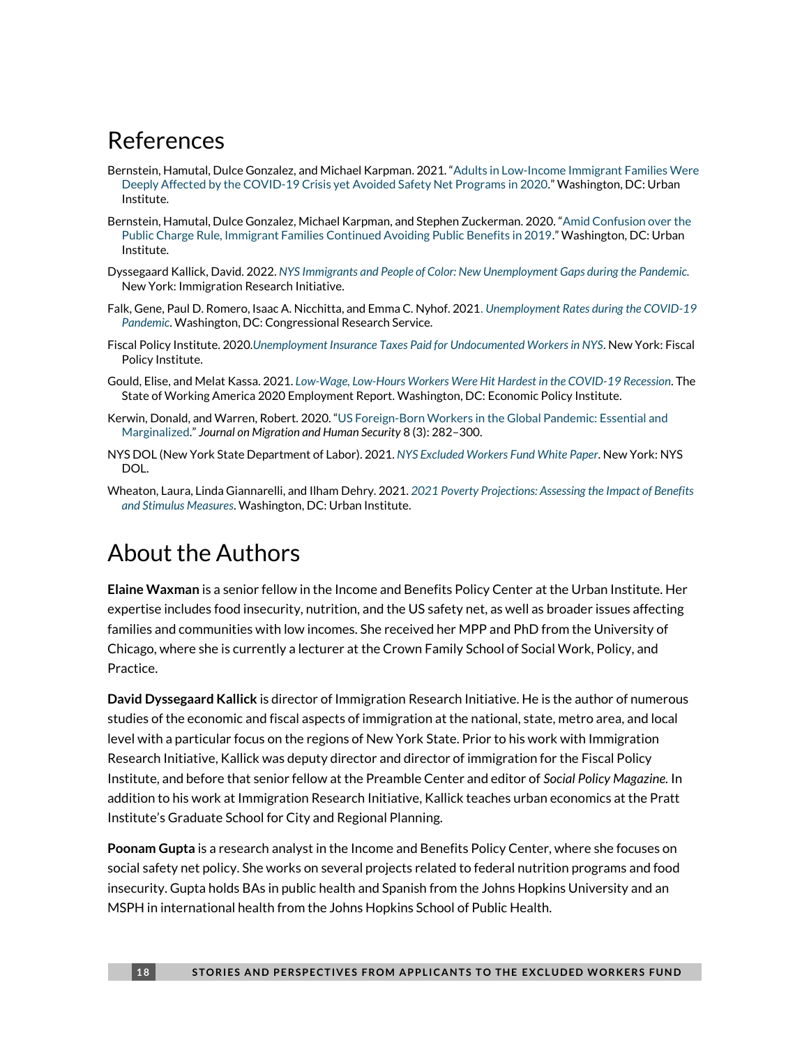# References

Bernstein, Hamutal, Dulce Gonzalez, and Michael Karpman. 2021. "Adults in Low-Income Immigrant Families Were Deeply Affected by the COVID-19 Crisis yet Avoided Safety Net Programs in 2020." Washington, DC: Urban Institute.

Bernstein, Hamutal, Dulce Gonzalez, Michael Karpman, and Stephen Zuckerman. 2020. "Amid Confusion over the Public Charge Rule, Immigrant Families Continued Avoiding Public Benefits in 2019." Washington, DC: Urban Institute.

Dyssegaard Kallick, David. 2022. *NYS Immigrants and People of Color: New Unemployment Gaps during the Pandemic.* New York: Immigration Research Initiative.

Falk, Gene, Paul D. Romero, Isaac A. Nicchitta, and Emma C. Nyhof. 2021. *Unemployment Rates during the COVID-19 Pandemic*. Washington, DC: Congressional Research Service.

Fiscal Policy Institute. 2020.*Unemployment Insurance Taxes Paid for Undocumented Workers in NYS*. New York: Fiscal Policy Institute.

Gould, Elise, and Melat Kassa. 2021. *Low-Wage, Low-Hours Workers Were Hit Hardest in the COVID-19 Recession*. The State of Working America 2020 Employment Report. Washington, DC: Economic Policy Institute.

Kerwin, Donald, and Warren, Robert. 2020. "US Foreign-Born Workers in the Global Pandemic: Essential and Marginalized." *Journal on Migration and Human Security* 8 (3): 282–300.

NYS DOL (New York State Department of Labor). 2021. *NYS Excluded Workers Fund White Paper*. New York: NYS DOL.

Wheaton, Laura, Linda Giannarelli, and Ilham Dehry. 2021. *2021 Poverty Projections: Assessing the Impact of Benefits and Stimulus Measures*. Washington, DC: Urban Institute.

# About the Authors

**Elaine Waxman** is a senior fellow in the Income and Benefits Policy Center at the Urban Institute. Her expertise includes food insecurity, nutrition, and the US safety net, as well as broader issues affecting families and communities with low incomes. She received her MPP and PhD from the University of Chicago, where she is currently a lecturer at the Crown Family School of Social Work, Policy, and Practice.

**David Dyssegaard Kallick** is director of Immigration Research Initiative. He is the author of numerous studies of the economic and fiscal aspects of immigration at the national, state, metro area, and local level with a particular focus on the regions of New York State. Prior to his work with Immigration Research Initiative, Kallick was deputy director and director of immigration for the Fiscal Policy Institute, and before that senior fellow at the Preamble Center and editor of *Social Policy Magazine.* In addition to his work at Immigration Research Initiative, Kallick teaches urban economics at the Pratt Institute's Graduate School for City and Regional Planning.

**Poonam Gupta** is a research analyst in the Income and Benefits Policy Center, where she focuses on social safety net policy. She works on several projects related to federal nutrition programs and food insecurity. Gupta holds BAs in public health and Spanish from the Johns Hopkins University and an MSPH in international health from the Johns Hopkins School of Public Health.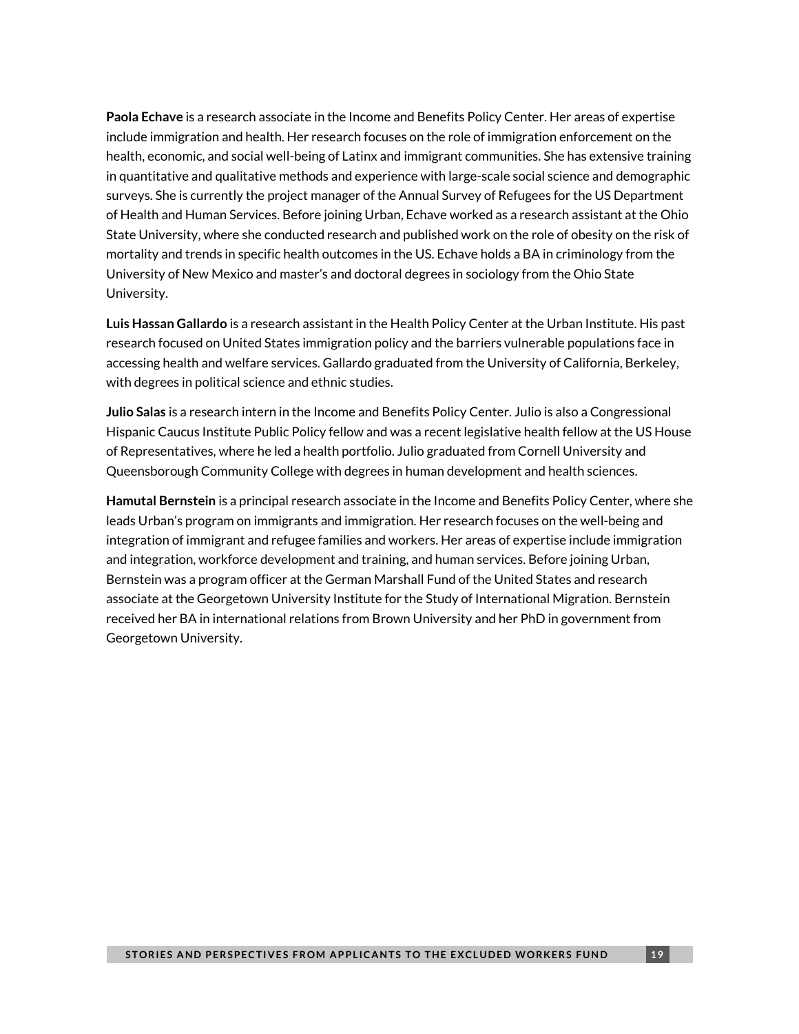**Paola Echave** is a research associate in the Income and Benefits Policy Center. Her areas of expertise include immigration and health. Her research focuses on the role of immigration enforcement on the health, economic, and social well-being of Latinx and immigrant communities. She has extensive training in quantitative and qualitative methods and experience with large-scale social science and demographic surveys. She is currently the project manager of the Annual Survey of Refugees for the US Department of Health and Human Services. Before joining Urban, Echave worked as a research assistant at the Ohio State University, where she conducted research and published work on the role of obesity on the risk of mortality and trends in specific health outcomes in the US. Echave holds a BA in criminology from the University of New Mexico and master's and doctoral degrees in sociology from the Ohio State University.

**Luis Hassan Gallardo** is a research assistant in the Health Policy Center at the Urban Institute. His past research focused on United States immigration policy and the barriers vulnerable populations face in accessing health and welfare services. Gallardo graduated from the University of California, Berkeley, with degrees in political science and ethnic studies.

**Julio Salas** is a research intern in the Income and Benefits Policy Center. Julio is also a Congressional Hispanic Caucus Institute Public Policy fellow and was a recent legislative health fellow at the US House of Representatives, where he led a health portfolio. Julio graduated from Cornell University and Queensborough Community College with degrees in human development and health sciences.

**Hamutal Bernstein** is a principal research associate in the Income and Benefits Policy Center, where she leads Urban's program on immigrants and immigration. Her research focuses on the well-being and integration of immigrant and refugee families and workers. Her areas of expertise include immigration and integration, workforce development and training, and human services. Before joining Urban, Bernstein was a program officer at the German Marshall Fund of the United States and research associate at the Georgetown University Institute for the Study of International Migration. Bernstein received her BA in international relations from Brown University and her PhD in government from Georgetown University.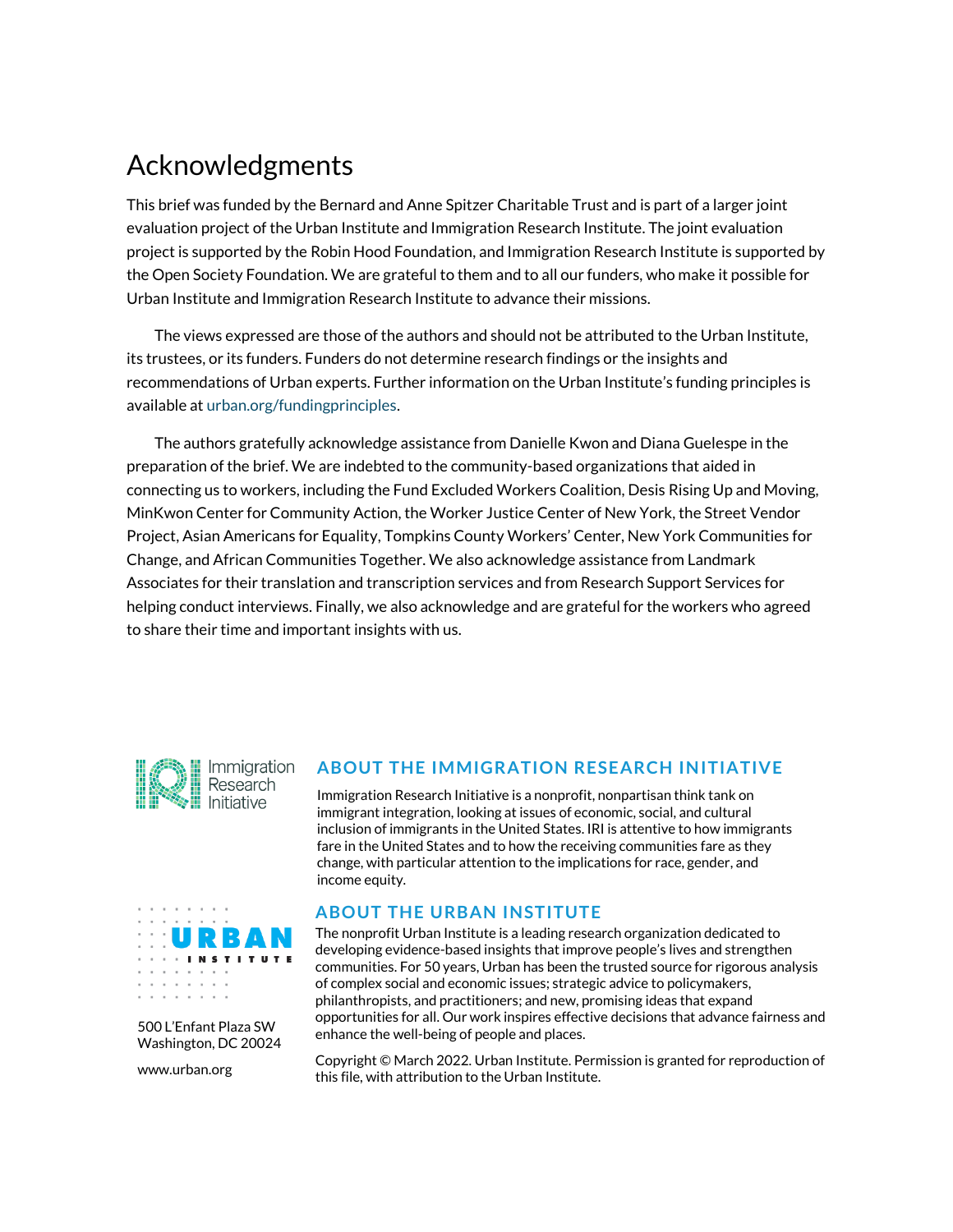# Acknowledgments

This brief was funded by the Bernard and Anne Spitzer Charitable Trust and is part of a larger joint evaluation project of the Urban Institute and Immigration Research Institute. The joint evaluation project is supported by the Robin Hood Foundation, and Immigration Research Institute is supported by the Open Society Foundation. We are grateful to them and to all our funders, who make it possible for Urban Institute and Immigration Research Institute to advance their missions.

The views expressed are those of the authors and should not be attributed to the Urban Institute, its trustees, or its funders. Funders do not determine research findings or the insights and recommendations of Urban experts. Further information on the Urban Institute's funding principles is available at urban.org/fundingprinciples.

The authors gratefully acknowledge assistance from Danielle Kwon and Diana Guelespe in the preparation of the brief. We are indebted to the community-based organizations that aided in connecting us to workers, including the Fund Excluded Workers Coalition, Desis Rising Up and Moving, MinKwon Center for Community Action, the Worker Justice Center of New York, the Street Vendor Project, Asian Americans for Equality, Tompkins County Workers' Center, New York Communities for Change, and African Communities Together. We also acknowledge assistance from Landmark Associates for their translation and transcription services and from Research Support Services for helping conduct interviews. Finally, we also acknowledge and are grateful for the workers who agreed to share their time and important insights with us.

Immigration Research Initiative

## ABOUT THE IMMIGRATION RESEARCH INITIATIVE

Immigration Research Initiative is a nonprofit, nonpartisan think tank on immigrant integration, looking at issues of economic, social, and cultural inclusion of immigrants in the United States. IRI is attentive to how immigrants fare in the United States and to how the receiving communities fare as they change, with particular attention to the implications for race, gender, and income equity.

URBAN INSTITUTE

500 L'Enfant Plaza SW
Washington, DC 20024

www.urban.org

## ABOUT THE URBAN INSTITUTE

The nonprofit Urban Institute is a leading research organization dedicated to developing evidence-based insights that improve people's lives and strengthen communities. For 50 years, Urban has been the trusted source for rigorous analysis of complex social and economic issues; strategic advice to policymakers, philanthropists, and practitioners; and new, promising ideas that expand opportunities for all. Our work inspires effective decisions that advance fairness and enhance the well-being of people and places.

Copyright © March 2022. Urban Institute. Permission is granted for reproduction of this file, with attribution to the Urban Institute.